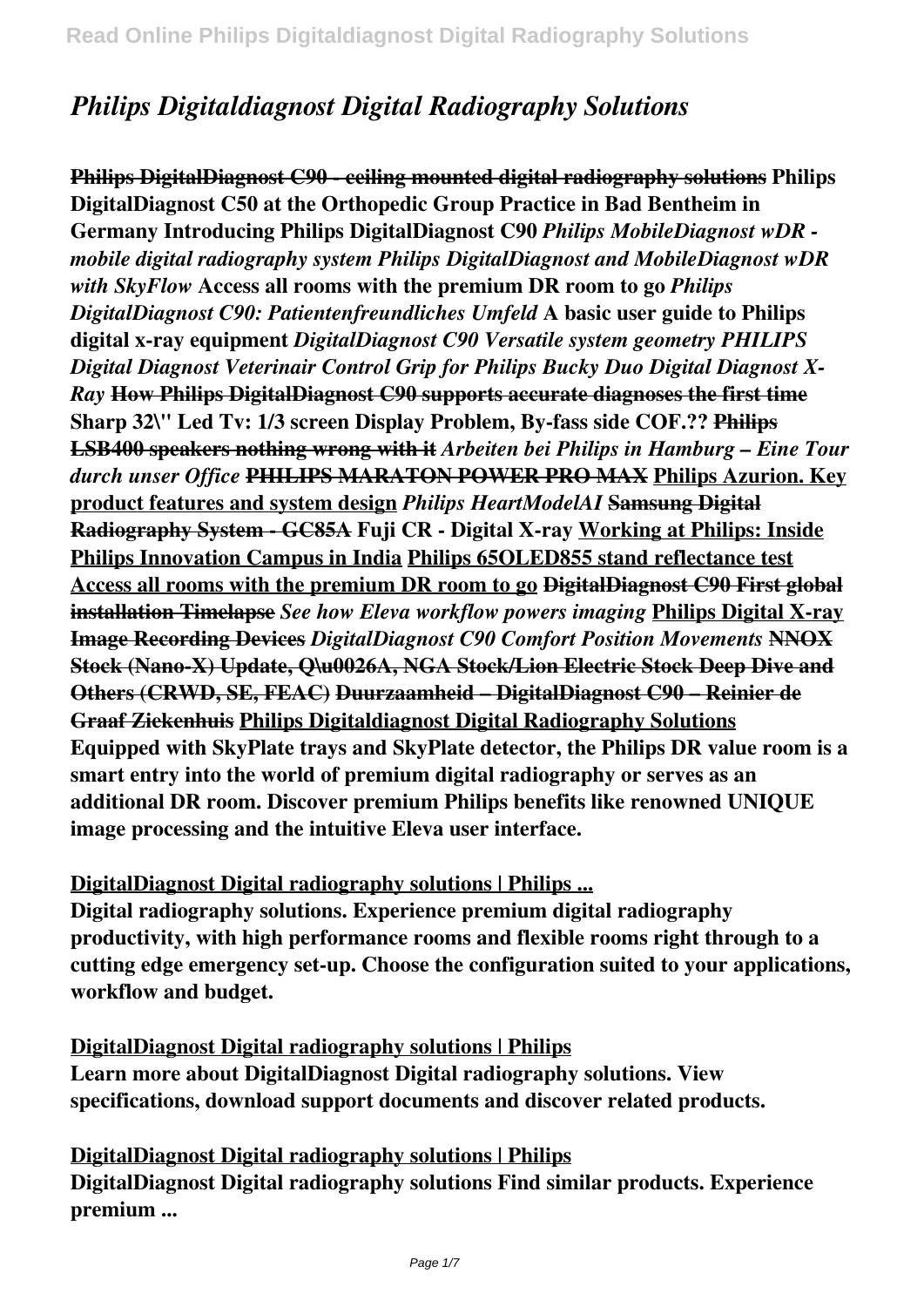# *Philips Digitaldiagnost Digital Radiography Solutions*

**Philips DigitalDiagnost C90 - ceiling mounted digital radiography solutions Philips DigitalDiagnost C50 at the Orthopedic Group Practice in Bad Bentheim in Germany Introducing Philips DigitalDiagnost C90** ***Philips MobileDiagnost wDR - mobile digital radiography system Philips DigitalDiagnost and MobileDiagnost wDR with SkyFlow*** **Access all rooms with the premium DR room to go** ***Philips DigitalDiagnost C90: Patientenfreundliches Umfeld*** **A basic user guide to Philips digital x-ray equipment** ***DigitalDiagnost C90 Versatile system geometry PHILIPS Digital Diagnost Veterinair Control Grip for Philips Bucky Duo Digital Diagnost X-Ray*** **How Philips DigitalDiagnost C90 supports accurate diagnoses the first time Sharp 32\" Led Tv: 1/3 screen Display Problem, By-fass side COF.?? Philips LSB400 speakers nothing wrong with it** ***Arbeiten bei Philips in Hamburg – Eine Tour durch unser Office*** **PHILIPS MARATON POWER PRO MAX Philips Azurion. Key product features and system design** ***Philips HeartModelAI*** **Samsung Digital Radiography System - GC85A Fuji CR - Digital X-ray Working at Philips: Inside Philips Innovation Campus in India Philips 65OLED855 stand reflectance test Access all rooms with the premium DR room to go DigitalDiagnost C90 First global installation Timelapse** ***See how Eleva workflow powers imaging*** **Philips Digital X-ray Image Recording Devices** ***DigitalDiagnost C90 Comfort Position Movements*** **NNOX Stock (Nano-X) Update, Q\u0026A, NGA Stock/Lion Electric Stock Deep Dive and Others (CRWD, SE, FEAC) Duurzaamheid – DigitalDiagnost C90 – Reinier de Graaf Ziekenhuis Philips Digitaldiagnost Digital Radiography Solutions**

**Equipped with SkyPlate trays and SkyPlate detector, the Philips DR value room is a smart entry into the world of premium digital radiography or serves as an additional DR room. Discover premium Philips benefits like renowned UNIQUE image processing and the intuitive Eleva user interface.**

**DigitalDiagnost Digital radiography solutions | Philips ...**

**Digital radiography solutions. Experience premium digital radiography productivity, with high performance rooms and flexible rooms right through to a cutting edge emergency set-up. Choose the configuration suited to your applications, workflow and budget.**

**DigitalDiagnost Digital radiography solutions | Philips**

**Learn more about DigitalDiagnost Digital radiography solutions. View specifications, download support documents and discover related products.**

**DigitalDiagnost Digital radiography solutions | Philips**

**DigitalDiagnost Digital radiography solutions Find similar products. Experience premium ...**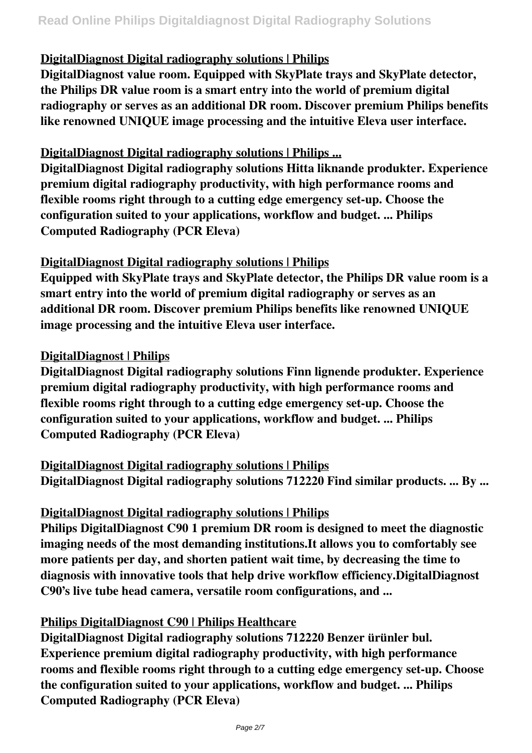## DigitalDiagnost Digital radiography solutions | Philips

**DigitalDiagnost value room. Equipped with SkyPlate trays and SkyPlate detector, the Philips DR value room is a smart entry into the world of premium digital radiography or serves as an additional DR room. Discover premium Philips benefits like renowned UNIQUE image processing and the intuitive Eleva user interface.**

## DigitalDiagnost Digital radiography solutions | Philips ...

**DigitalDiagnost Digital radiography solutions Hitta liknande produkter. Experience premium digital radiography productivity, with high performance rooms and flexible rooms right through to a cutting edge emergency set-up. Choose the configuration suited to your applications, workflow and budget. ... Philips Computed Radiography (PCR Eleva)**

## DigitalDiagnost Digital radiography solutions | Philips

**Equipped with SkyPlate trays and SkyPlate detector, the Philips DR value room is a smart entry into the world of premium digital radiography or serves as an additional DR room. Discover premium Philips benefits like renowned UNIQUE image processing and the intuitive Eleva user interface.**

## DigitalDiagnost | Philips

**DigitalDiagnost Digital radiography solutions Finn lignende produkter. Experience premium digital radiography productivity, with high performance rooms and flexible rooms right through to a cutting edge emergency set-up. Choose the configuration suited to your applications, workflow and budget. ... Philips Computed Radiography (PCR Eleva)**

## DigitalDiagnost Digital radiography solutions | Philips

**DigitalDiagnost Digital radiography solutions 712220 Find similar products. ... By ...**

## DigitalDiagnost Digital radiography solutions | Philips

**Philips DigitalDiagnost C90 1 premium DR room is designed to meet the diagnostic imaging needs of the most demanding institutions.It allows you to comfortably see more patients per day, and shorten patient wait time, by decreasing the time to diagnosis with innovative tools that help drive workflow efficiency.DigitalDiagnost C90's live tube head camera, versatile room configurations, and ...**

## Philips DigitalDiagnost C90 | Philips Healthcare

**DigitalDiagnost Digital radiography solutions 712220 Benzer ürünler bul. Experience premium digital radiography productivity, with high performance rooms and flexible rooms right through to a cutting edge emergency set-up. Choose the configuration suited to your applications, workflow and budget. ... Philips Computed Radiography (PCR Eleva)**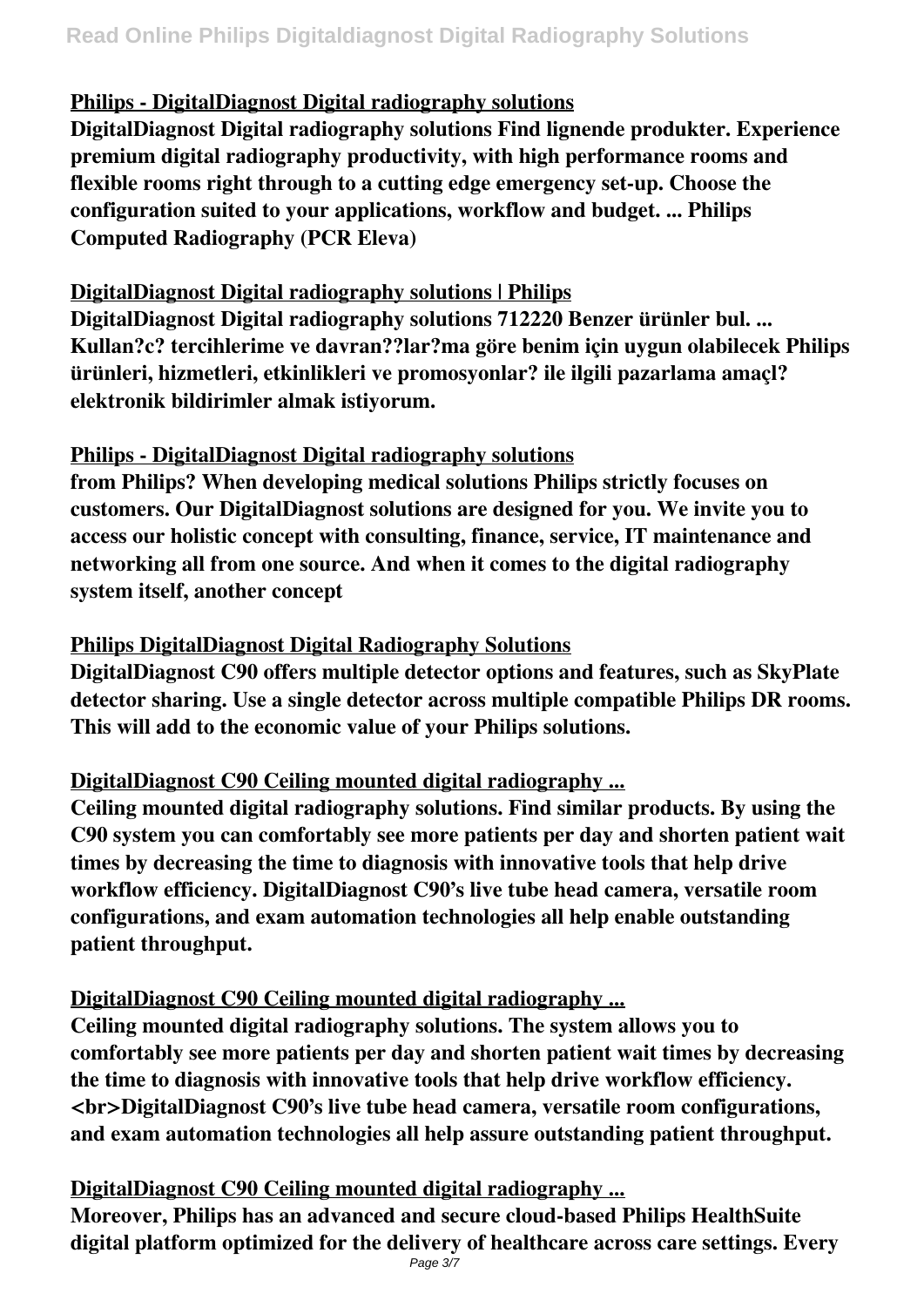**Philips - DigitalDiagnost Digital radiography solutions**

**DigitalDiagnost Digital radiography solutions Find lignende produkter. Experience premium digital radiography productivity, with high performance rooms and flexible rooms right through to a cutting edge emergency set-up. Choose the configuration suited to your applications, workflow and budget. ... Philips Computed Radiography (PCR Eleva)**

**DigitalDiagnost Digital radiography solutions | Philips**

**DigitalDiagnost Digital radiography solutions 712220 Benzer ürünler bul. ... Kullan?c? tercihlerime ve davran??lar?ma göre benim için uygun olabilecek Philips ürünleri, hizmetleri, etkinlikleri ve promosyonlar? ile ilgili pazarlama amaçl? elektronik bildirimler almak istiyorum.**

**Philips - DigitalDiagnost Digital radiography solutions**

**from Philips? When developing medical solutions Philips strictly focuses on customers. Our DigitalDiagnost solutions are designed for you. We invite you to access our holistic concept with consulting, finance, service, IT maintenance and networking all from one source. And when it comes to the digital radiography system itself, another concept**

**Philips DigitalDiagnost Digital Radiography Solutions**

**DigitalDiagnost C90 offers multiple detector options and features, such as SkyPlate detector sharing. Use a single detector across multiple compatible Philips DR rooms. This will add to the economic value of your Philips solutions.**

**DigitalDiagnost C90 Ceiling mounted digital radiography ...**

**Ceiling mounted digital radiography solutions. Find similar products. By using the C90 system you can comfortably see more patients per day and shorten patient wait times by decreasing the time to diagnosis with innovative tools that help drive workflow efficiency. DigitalDiagnost C90's live tube head camera, versatile room configurations, and exam automation technologies all help enable outstanding patient throughput.**

**DigitalDiagnost C90 Ceiling mounted digital radiography ...**

**Ceiling mounted digital radiography solutions. The system allows you to comfortably see more patients per day and shorten patient wait times by decreasing the time to diagnosis with innovative tools that help drive workflow efficiency. <br>DigitalDiagnost C90's live tube head camera, versatile room configurations, and exam automation technologies all help assure outstanding patient throughput.**

**DigitalDiagnost C90 Ceiling mounted digital radiography ...**

**Moreover, Philips has an advanced and secure cloud-based Philips HealthSuite digital platform optimized for the delivery of healthcare across care settings. Every**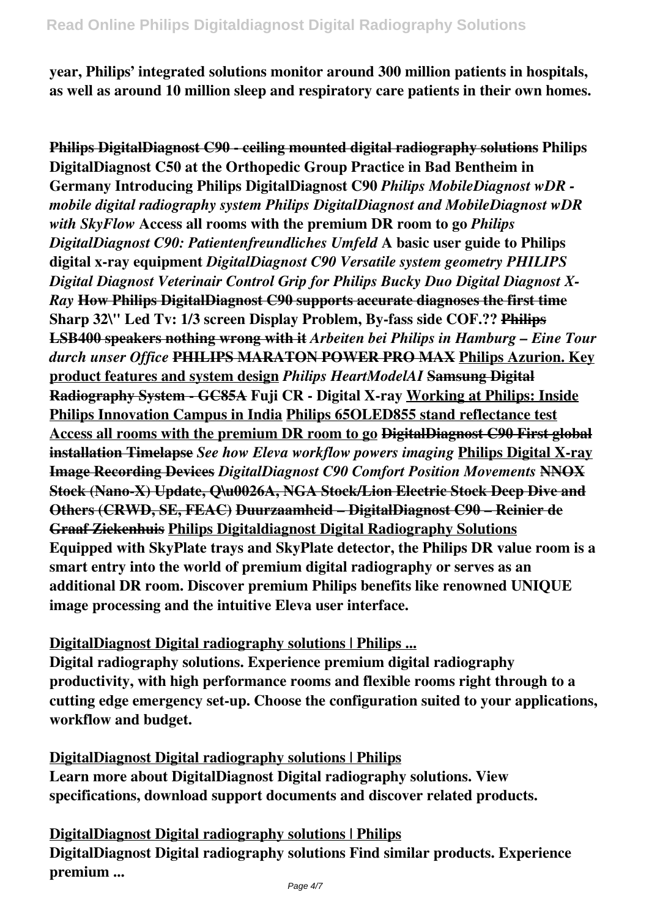**year, Philips' integrated solutions monitor around 300 million patients in hospitals, as well as around 10 million sleep and respiratory care patients in their own homes.**

**Philips DigitalDiagnost C90 - ceiling mounted digital radiography solutions Philips DigitalDiagnost C50 at the Orthopedic Group Practice in Bad Bentheim in Germany Introducing Philips DigitalDiagnost C90** ***Philips MobileDiagnost wDR - mobile digital radiography system Philips DigitalDiagnost and MobileDiagnost wDR with SkyFlow*** **Access all rooms with the premium DR room to go** ***Philips DigitalDiagnost C90: Patientenfreundliches Umfeld*** **A basic user guide to Philips digital x-ray equipment** ***DigitalDiagnost C90 Versatile system geometry PHILIPS Digital Diagnost Veterinair Control Grip for Philips Bucky Duo Digital Diagnost X-Ray*** **How Philips DigitalDiagnost C90 supports accurate diagnoses the first time Sharp 32\" Led Tv: 1/3 screen Display Problem, By-fass side COF.?? Philips LSB400 speakers nothing wrong with it** ***Arbeiten bei Philips in Hamburg – Eine Tour durch unser Office*** **PHILIPS MARATON POWER PRO MAX Philips Azurion. Key product features and system design** ***Philips HeartModelAI*** **Samsung Digital Radiography System - GC85A Fuji CR - Digital X-ray Working at Philips: Inside Philips Innovation Campus in India Philips 65OLED855 stand reflectance test Access all rooms with the premium DR room to go DigitalDiagnost C90 First global installation Timelapse** ***See how Eleva workflow powers imaging*** **Philips Digital X-ray Image Recording Devices** ***DigitalDiagnost C90 Comfort Position Movements*** **NNOX Stock (Nano-X) Update, Q\u0026A, NGA Stock/Lion Electric Stock Deep Dive and Others (CRWD, SE, FEAC) Duurzaamheid – DigitalDiagnost C90 – Reinier de Graaf Ziekenhuis Philips Digitaldiagnost Digital Radiography Solutions**
**Equipped with SkyPlate trays and SkyPlate detector, the Philips DR value room is a smart entry into the world of premium digital radiography or serves as an additional DR room. Discover premium Philips benefits like renowned UNIQUE image processing and the intuitive Eleva user interface.**

**DigitalDiagnost Digital radiography solutions | Philips ...**
**Digital radiography solutions. Experience premium digital radiography productivity, with high performance rooms and flexible rooms right through to a cutting edge emergency set-up. Choose the configuration suited to your applications, workflow and budget.**

**DigitalDiagnost Digital radiography solutions | Philips**
**Learn more about DigitalDiagnost Digital radiography solutions. View specifications, download support documents and discover related products.**

**DigitalDiagnost Digital radiography solutions | Philips**
**DigitalDiagnost Digital radiography solutions Find similar products. Experience premium ...**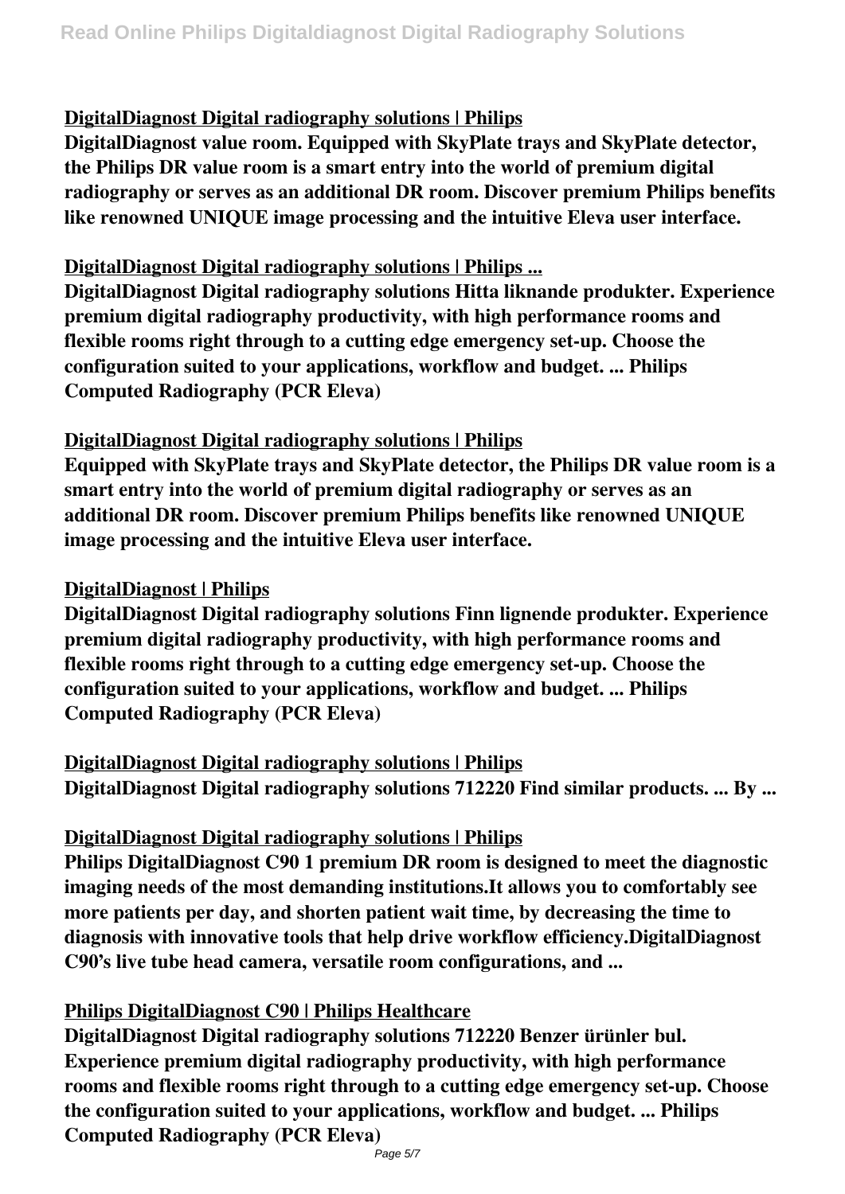### DigitalDiagnost Digital radiography solutions | Philips

**DigitalDiagnost value room. Equipped with SkyPlate trays and SkyPlate detector, the Philips DR value room is a smart entry into the world of premium digital radiography or serves as an additional DR room. Discover premium Philips benefits like renowned UNIQUE image processing and the intuitive Eleva user interface.**

### DigitalDiagnost Digital radiography solutions | Philips ...

**DigitalDiagnost Digital radiography solutions Hitta liknande produkter. Experience premium digital radiography productivity, with high performance rooms and flexible rooms right through to a cutting edge emergency set-up. Choose the configuration suited to your applications, workflow and budget. ... Philips Computed Radiography (PCR Eleva)**

### DigitalDiagnost Digital radiography solutions | Philips

**Equipped with SkyPlate trays and SkyPlate detector, the Philips DR value room is a smart entry into the world of premium digital radiography or serves as an additional DR room. Discover premium Philips benefits like renowned UNIQUE image processing and the intuitive Eleva user interface.**

### DigitalDiagnost | Philips

**DigitalDiagnost Digital radiography solutions Finn lignende produkter. Experience premium digital radiography productivity, with high performance rooms and flexible rooms right through to a cutting edge emergency set-up. Choose the configuration suited to your applications, workflow and budget. ... Philips Computed Radiography (PCR Eleva)**

### DigitalDiagnost Digital radiography solutions | Philips

**DigitalDiagnost Digital radiography solutions 712220 Find similar products. ... By ...**

### DigitalDiagnost Digital radiography solutions | Philips

**Philips DigitalDiagnost C90 1 premium DR room is designed to meet the diagnostic imaging needs of the most demanding institutions.It allows you to comfortably see more patients per day, and shorten patient wait time, by decreasing the time to diagnosis with innovative tools that help drive workflow efficiency.DigitalDiagnost C90's live tube head camera, versatile room configurations, and ...**

### Philips DigitalDiagnost C90 | Philips Healthcare

**DigitalDiagnost Digital radiography solutions 712220 Benzer ürünler bul. Experience premium digital radiography productivity, with high performance rooms and flexible rooms right through to a cutting edge emergency set-up. Choose the configuration suited to your applications, workflow and budget. ... Philips Computed Radiography (PCR Eleva)**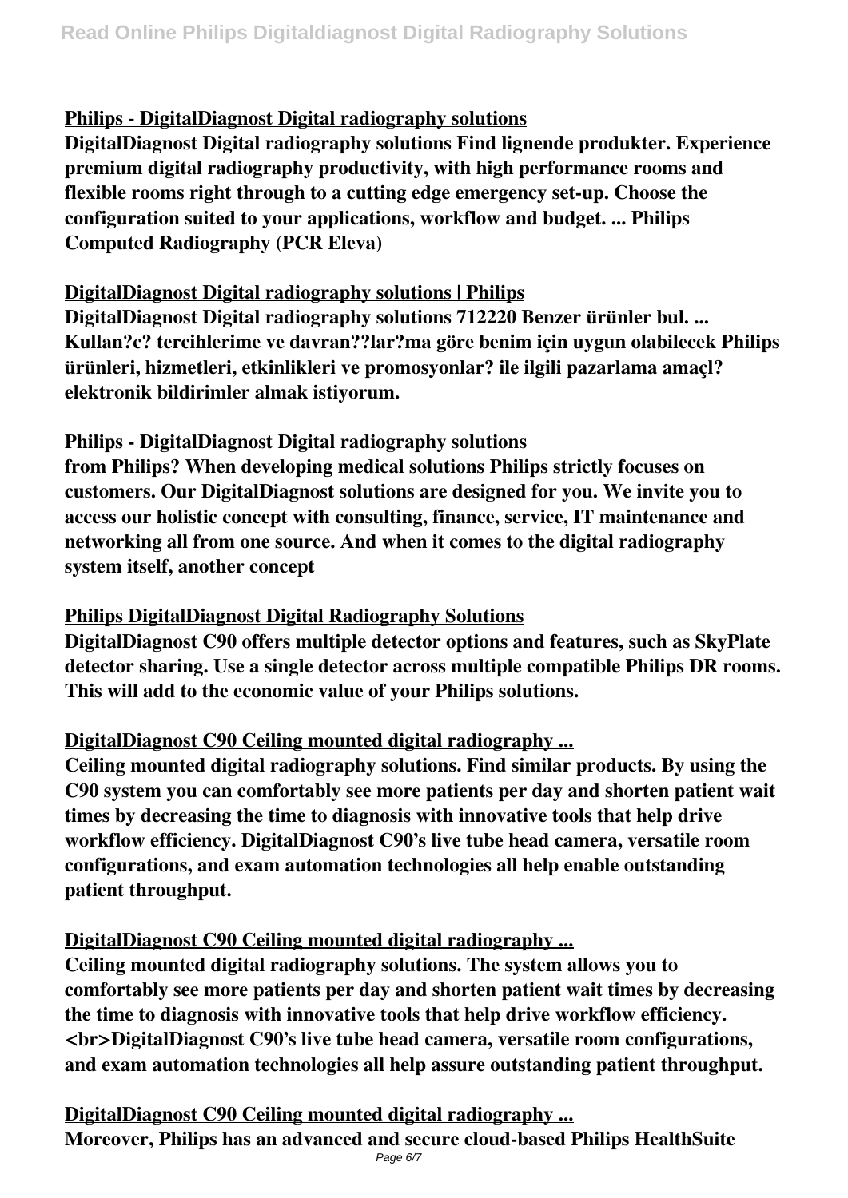**Philips - DigitalDiagnost Digital radiography solutions**

**DigitalDiagnost Digital radiography solutions Find lignende produkter. Experience premium digital radiography productivity, with high performance rooms and flexible rooms right through to a cutting edge emergency set-up. Choose the configuration suited to your applications, workflow and budget. ... Philips Computed Radiography (PCR Eleva)**

**DigitalDiagnost Digital radiography solutions | Philips**

**DigitalDiagnost Digital radiography solutions 712220 Benzer ürünler bul. ... Kullan?c? tercihlerime ve davran??lar?ma göre benim için uygun olabilecek Philips ürünleri, hizmetleri, etkinlikleri ve promosyonlar? ile ilgili pazarlama amaçl? elektronik bildirimler almak istiyorum.**

**Philips - DigitalDiagnost Digital radiography solutions**

**from Philips? When developing medical solutions Philips strictly focuses on customers. Our DigitalDiagnost solutions are designed for you. We invite you to access our holistic concept with consulting, finance, service, IT maintenance and networking all from one source. And when it comes to the digital radiography system itself, another concept**

**Philips DigitalDiagnost Digital Radiography Solutions**

**DigitalDiagnost C90 offers multiple detector options and features, such as SkyPlate detector sharing. Use a single detector across multiple compatible Philips DR rooms. This will add to the economic value of your Philips solutions.**

**DigitalDiagnost C90 Ceiling mounted digital radiography ...**

**Ceiling mounted digital radiography solutions. Find similar products. By using the C90 system you can comfortably see more patients per day and shorten patient wait times by decreasing the time to diagnosis with innovative tools that help drive workflow efficiency. DigitalDiagnost C90's live tube head camera, versatile room configurations, and exam automation technologies all help enable outstanding patient throughput.**

**DigitalDiagnost C90 Ceiling mounted digital radiography ...**

**Ceiling mounted digital radiography solutions. The system allows you to comfortably see more patients per day and shorten patient wait times by decreasing the time to diagnosis with innovative tools that help drive workflow efficiency. <br>DigitalDiagnost C90's live tube head camera, versatile room configurations, and exam automation technologies all help assure outstanding patient throughput.**

**DigitalDiagnost C90 Ceiling mounted digital radiography ...**

**Moreover, Philips has an advanced and secure cloud-based Philips HealthSuite**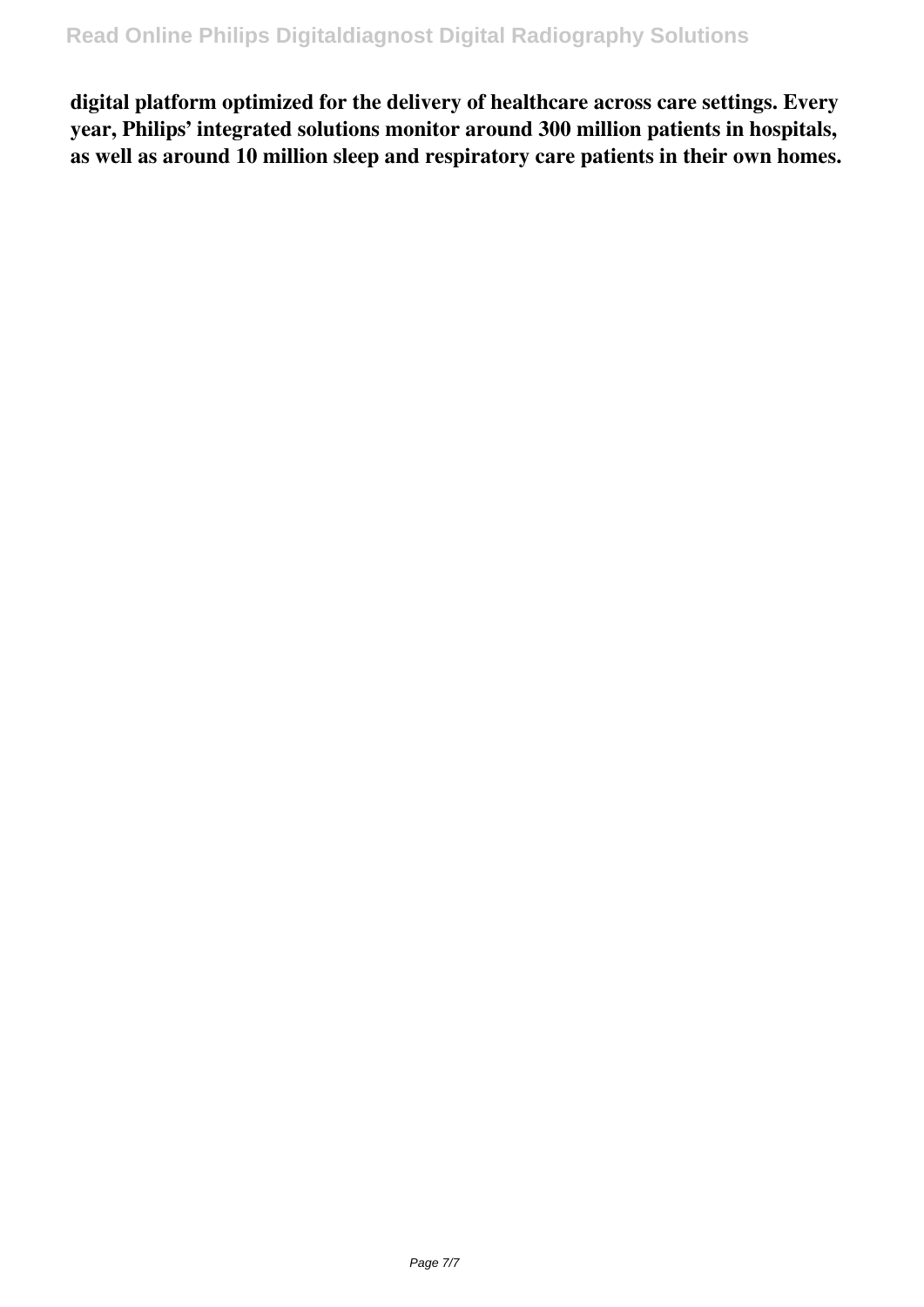**digital platform optimized for the delivery of healthcare across care settings. Every year, Philips' integrated solutions monitor around 300 million patients in hospitals, as well as around 10 million sleep and respiratory care patients in their own homes.**